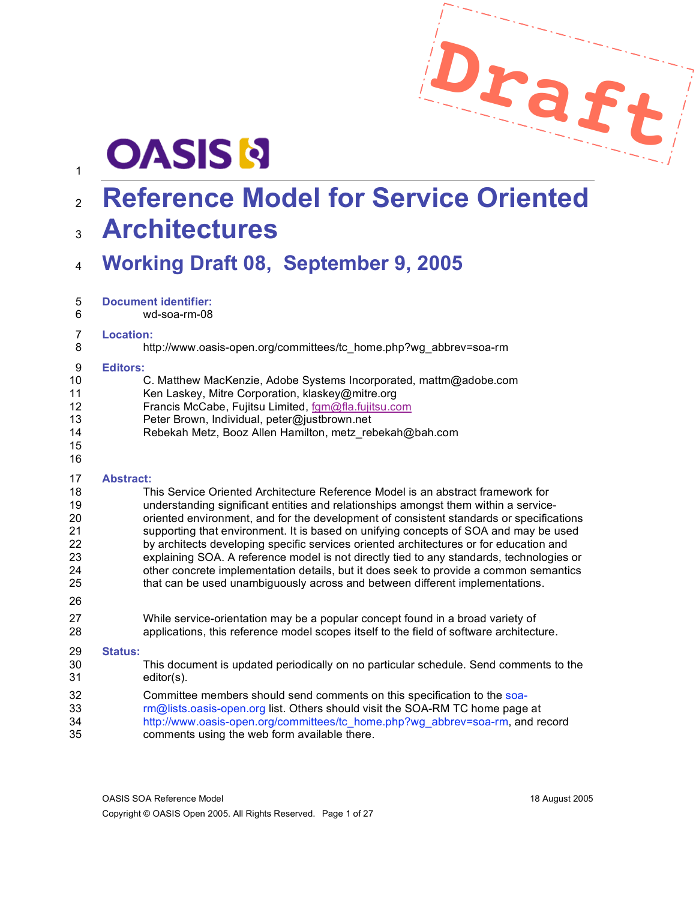Draft

OASIS

# Reference Model for Service Oriented Architectures

## Working Draft 08, September 9, 2005

**Document identifier:**

wd-soa-rm-08

**Location:**

http://www.oasis-open.org/committees/tc_home.php?wg_abbrev=soa-rm

**Editors:**

C. Matthew MacKenzie, Adobe Systems Incorporated, mattm@adobe.com
Ken Laskey, Mitre Corporation, klaskey@mitre.org
Francis McCabe, Fujitsu Limited, fgm@fla.fujitsu.com
Peter Brown, Individual, peter@justbrown.net
Rebekah Metz, Booz Allen Hamilton, metz_rebekah@bah.com

**Abstract:**

This Service Oriented Architecture Reference Model is an abstract framework for understanding significant entities and relationships amongst them within a service-oriented environment, and for the development of consistent standards or specifications supporting that environment. It is based on unifying concepts of SOA and may be used by architects developing specific services oriented architectures or for education and explaining SOA. A reference model is not directly tied to any standards, technologies or other concrete implementation details, but it does seek to provide a common semantics that can be used unambiguously across and between different implementations.

While service-orientation may be a popular concept found in a broad variety of applications, this reference model scopes itself to the field of software architecture.

**Status:**

This document is updated periodically on no particular schedule. Send comments to the editor(s).

Committee members should send comments on this specification to the soa-rm@lists.oasis-open.org list. Others should visit the SOA-RM TC home page at http://www.oasis-open.org/committees/tc_home.php?wg_abbrev=soa-rm, and record comments using the web form available there.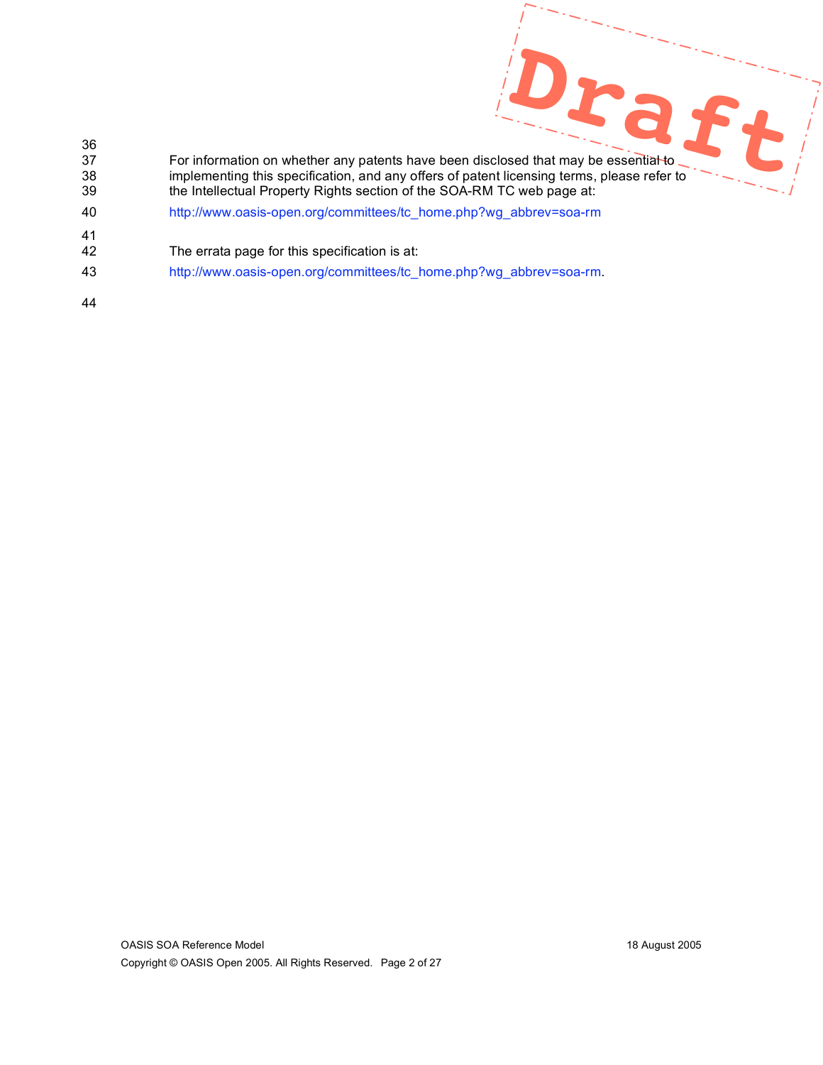For information on whether any patents have been disclosed that may be essential to implementing this specification, and any offers of patent licensing terms, please refer to the Intellectual Property Rights section of the SOA-RM TC web page at:

http://www.oasis-open.org/committees/tc_home.php?wg_abbrev=soa-rm

The errata page for this specification is at:

http://www.oasis-open.org/committees/tc_home.php?wg_abbrev=soa-rm.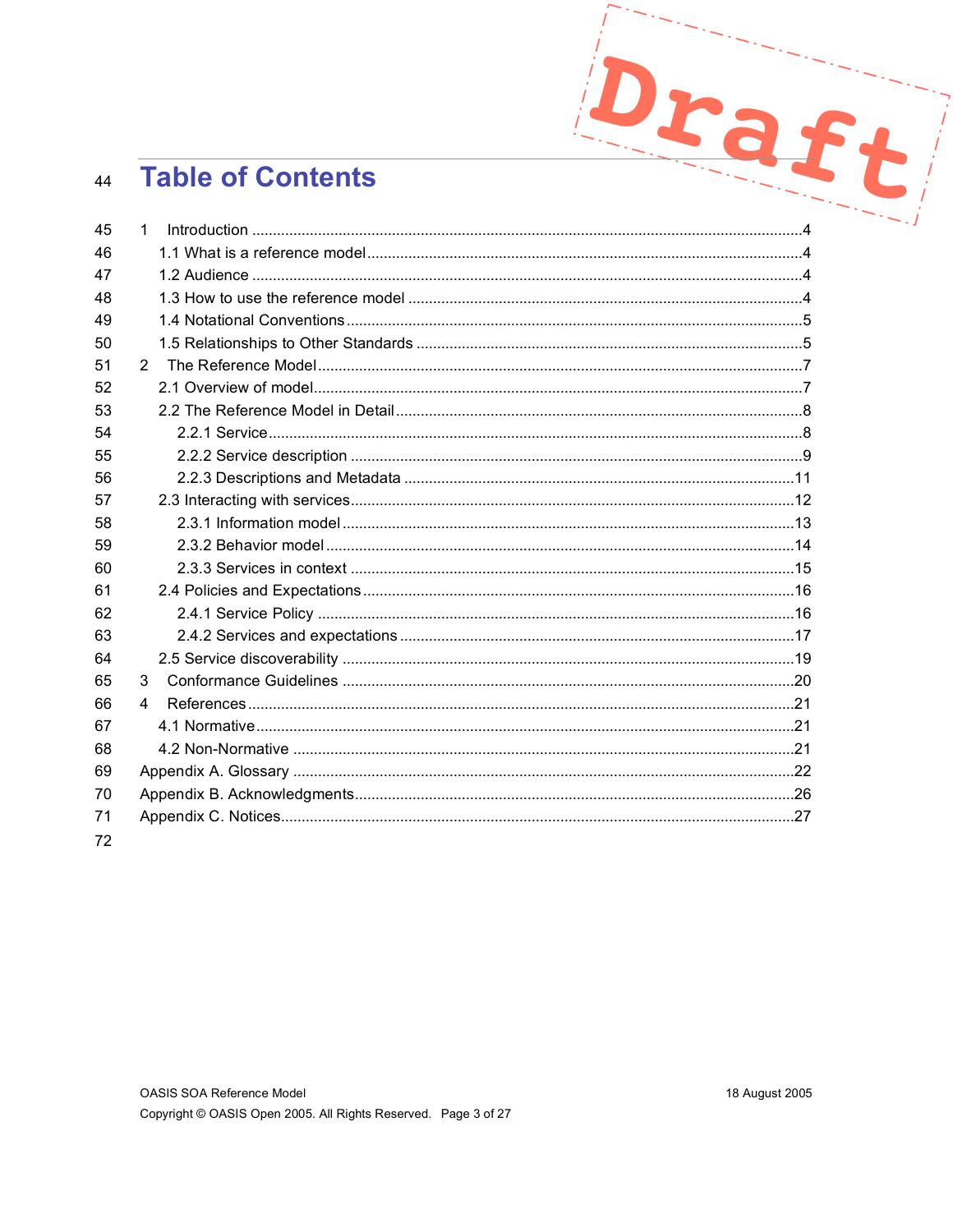# Table of Contents

1 Introduction ....................................................................................................................4
  1.1 What is a reference model........................................................................................4
  1.2 Audience ...................................................................................................................4
  1.3 How to use the reference model ..............................................................................4
  1.4 Notational Conventions.............................................................................................5
  1.5 Relationships to Other Standards ............................................................................5
2 The Reference Model....................................................................................................7
  2.1 Overview of model.....................................................................................................7
  2.2 The Reference Model in Detail..................................................................................8
    2.2.1 Service................................................................................................................8
    2.2.2 Service description ...........................................................................................9
    2.2.3 Descriptions and Metadata .............................................................................11
  2.3 Interacting with services..........................................................................................12
    2.3.1 Information model ............................................................................................13
    2.3.2 Behavior model................................................................................................14
    2.3.3 Services in context ..........................................................................................15
  2.4 Policies and Expectations.......................................................................................16
    2.4.1 Service Policy ..................................................................................................16
    2.4.2 Services and expectations..............................................................................17
  2.5 Service discoverability ............................................................................................19
3 Conformance Guidelines ............................................................................................20
4 References...................................................................................................................21
  4.1 Normative................................................................................................................21
  4.2 Non-Normative ........................................................................................................21
Appendix A. Glossary .......................................................................................................22
Appendix B. Acknowledgments.........................................................................................26
Appendix C. Notices..........................................................................................................27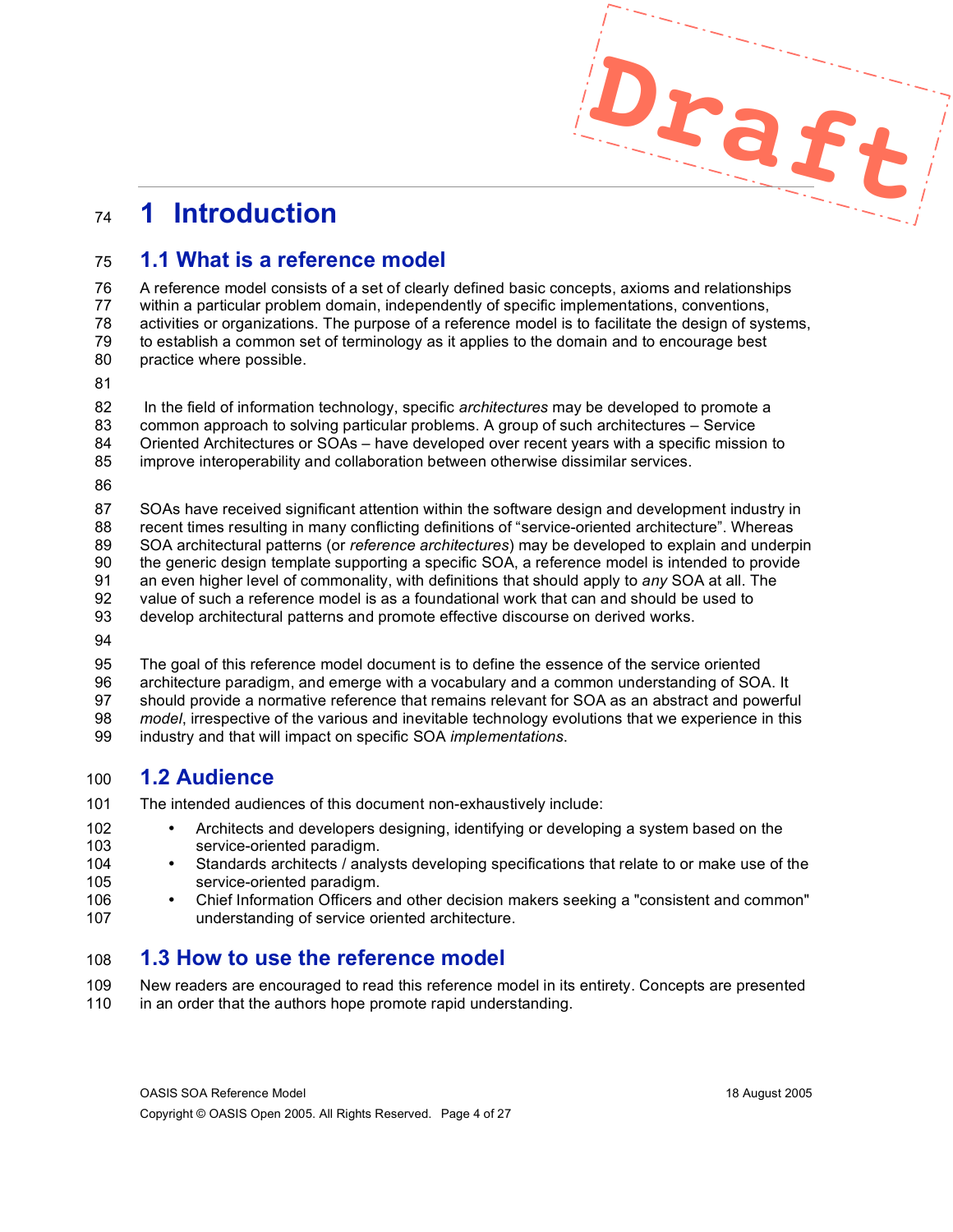# 1 Introduction

## 1.1 What is a reference model

A reference model consists of a set of clearly defined basic concepts, axioms and relationships within a particular problem domain, independently of specific implementations, conventions, activities or organizations. The purpose of a reference model is to facilitate the design of systems, to establish a common set of terminology as it applies to the domain and to encourage best practice where possible.

In the field of information technology, specific *architectures* may be developed to promote a common approach to solving particular problems. A group of such architectures – Service Oriented Architectures or SOAs – have developed over recent years with a specific mission to improve interoperability and collaboration between otherwise dissimilar services.

SOAs have received significant attention within the software design and development industry in recent times resulting in many conflicting definitions of "service-oriented architecture". Whereas SOA architectural patterns (or *reference architectures*) may be developed to explain and underpin the generic design template supporting a specific SOA, a reference model is intended to provide an even higher level of commonality, with definitions that should apply to *any* SOA at all. The value of such a reference model is as a foundational work that can and should be used to develop architectural patterns and promote effective discourse on derived works.

The goal of this reference model document is to define the essence of the service oriented architecture paradigm, and emerge with a vocabulary and a common understanding of SOA. It should provide a normative reference that remains relevant for SOA as an abstract and powerful *model*, irrespective of the various and inevitable technology evolutions that we experience in this industry and that will impact on specific SOA *implementations*.

## 1.2 Audience

The intended audiences of this document non-exhaustively include:

- Architects and developers designing, identifying or developing a system based on the service-oriented paradigm.
- Standards architects / analysts developing specifications that relate to or make use of the service-oriented paradigm.
- Chief Information Officers and other decision makers seeking a "consistent and common" understanding of service oriented architecture.

## 1.3 How to use the reference model

New readers are encouraged to read this reference model in its entirety. Concepts are presented in an order that the authors hope promote rapid understanding.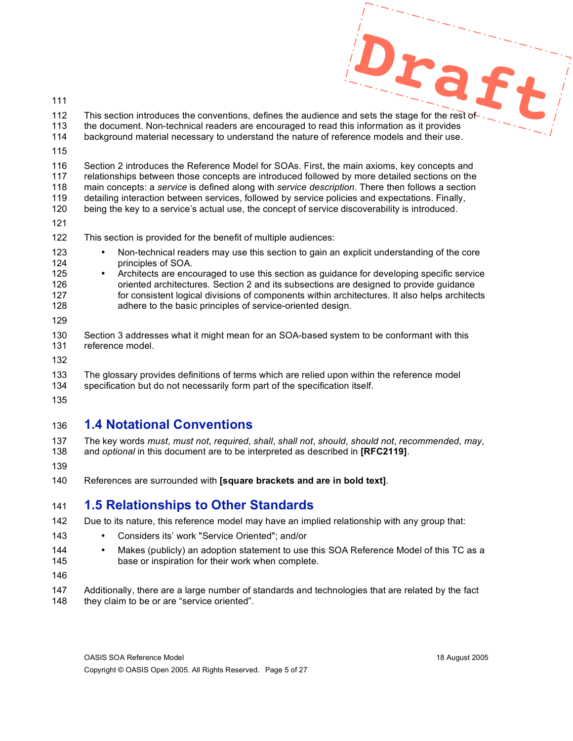This section introduces the conventions, defines the audience and sets the stage for the rest of the document. Non-technical readers are encouraged to read this information as it provides background material necessary to understand the nature of reference models and their use.

Section 2 introduces the Reference Model for SOAs. First, the main axioms, key concepts and relationships between those concepts are introduced followed by more detailed sections on the main concepts: a *service* is defined along with *service description*. There then follows a section detailing interaction between services, followed by service policies and expectations. Finally, being the key to a service's actual use, the concept of service discoverability is introduced.

This section is provided for the benefit of multiple audiences:

- Non-technical readers may use this section to gain an explicit understanding of the core principles of SOA.
- Architects are encouraged to use this section as guidance for developing specific service oriented architectures. Section 2 and its subsections are designed to provide guidance for consistent logical divisions of components within architectures. It also helps architects adhere to the basic principles of service-oriented design.

Section 3 addresses what it might mean for an SOA-based system to be conformant with this reference model.

The glossary provides definitions of terms which are relied upon within the reference model specification but do not necessarily form part of the specification itself.

## 1.4 Notational Conventions

The key words *must*, *must not*, *required*, *shall*, *shall not*, *should*, *should not*, *recommended*, *may*, and *optional* in this document are to be interpreted as described in **[RFC2119]**.

References are surrounded with **[square brackets and are in bold text]**.

## 1.5 Relationships to Other Standards

Due to its nature, this reference model may have an implied relationship with any group that:

- Considers its' work "Service Oriented"; and/or
- Makes (publicly) an adoption statement to use this SOA Reference Model of this TC as a base or inspiration for their work when complete.

Additionally, there are a large number of standards and technologies that are related by the fact they claim to be or are "service oriented".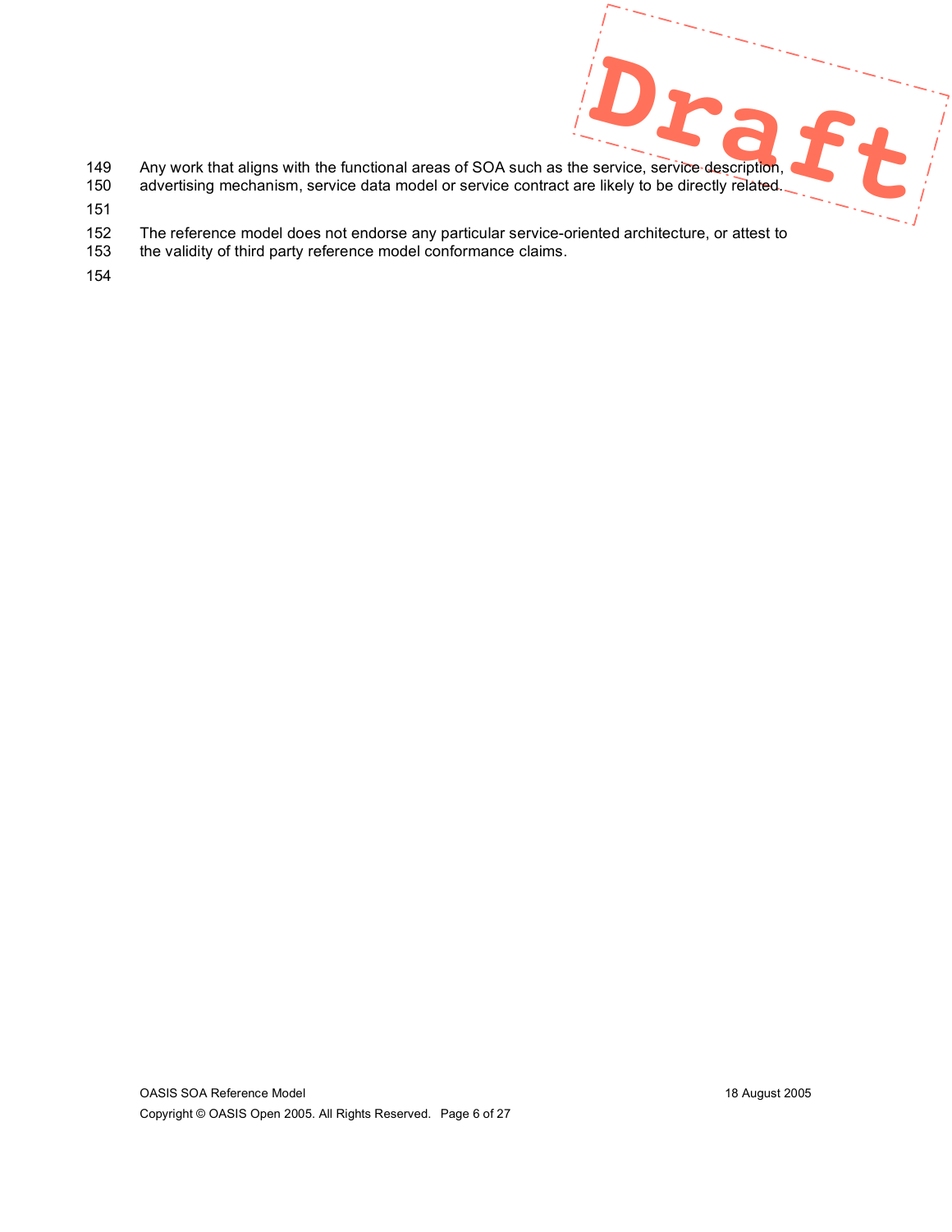Any work that aligns with the functional areas of SOA such as the service, service description, advertising mechanism, service data model or service contract are likely to be directly related.

The reference model does not endorse any particular service-oriented architecture, or attest to the validity of third party reference model conformance claims.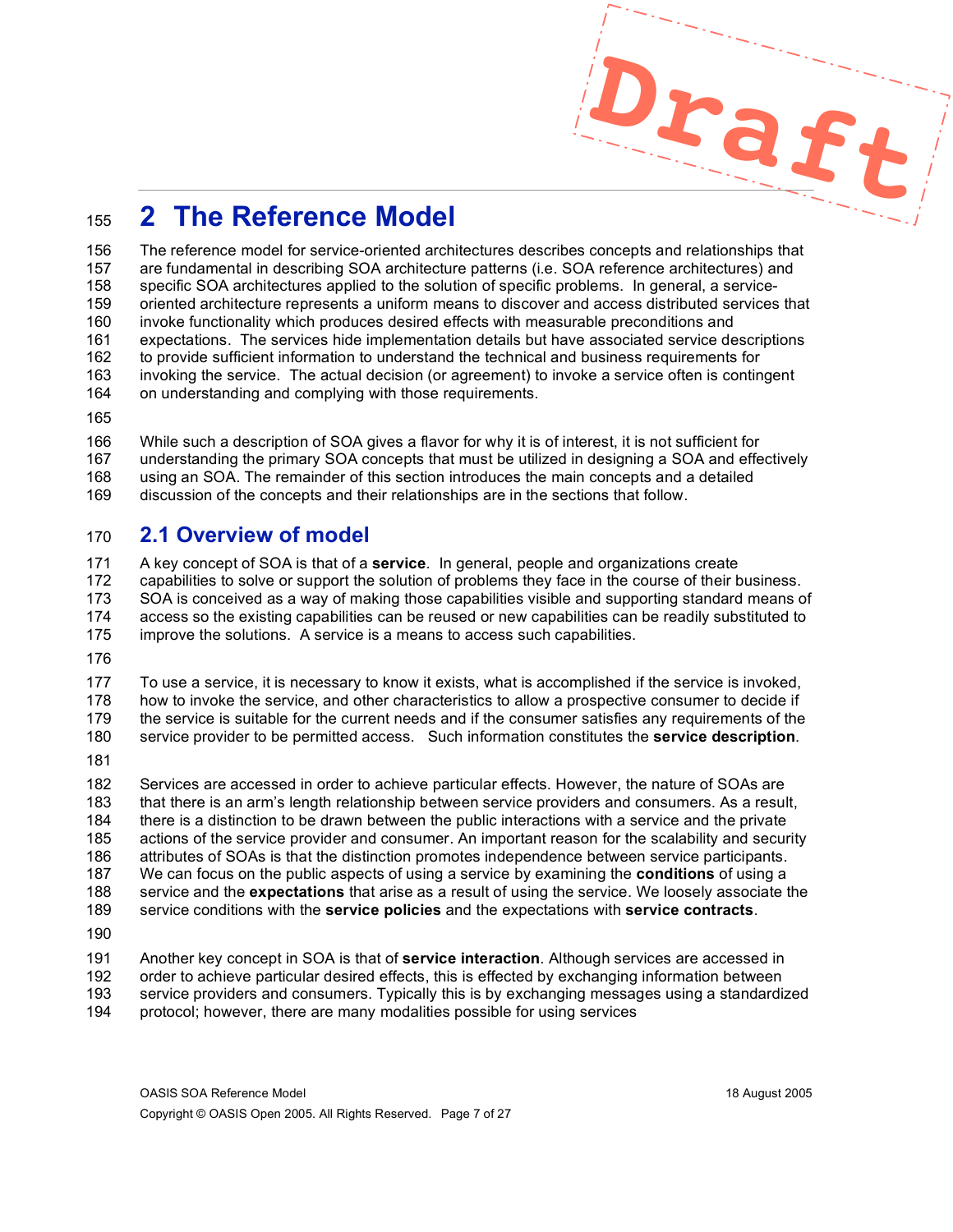# 2 The Reference Model

The reference model for service-oriented architectures describes concepts and relationships that are fundamental in describing SOA architecture patterns (i.e. SOA reference architectures) and specific SOA architectures applied to the solution of specific problems. In general, a service-oriented architecture represents a uniform means to discover and access distributed services that invoke functionality which produces desired effects with measurable preconditions and expectations. The services hide implementation details but have associated service descriptions to provide sufficient information to understand the technical and business requirements for invoking the service. The actual decision (or agreement) to invoke a service often is contingent on understanding and complying with those requirements.

While such a description of SOA gives a flavor for why it is of interest, it is not sufficient for understanding the primary SOA concepts that must be utilized in designing a SOA and effectively using an SOA. The remainder of this section introduces the main concepts and a detailed discussion of the concepts and their relationships are in the sections that follow.

## 2.1 Overview of model

A key concept of SOA is that of a **service**. In general, people and organizations create capabilities to solve or support the solution of problems they face in the course of their business. SOA is conceived as a way of making those capabilities visible and supporting standard means of access so the existing capabilities can be reused or new capabilities can be readily substituted to improve the solutions. A service is a means to access such capabilities.

To use a service, it is necessary to know it exists, what is accomplished if the service is invoked, how to invoke the service, and other characteristics to allow a prospective consumer to decide if the service is suitable for the current needs and if the consumer satisfies any requirements of the service provider to be permitted access. Such information constitutes the **service description**.

Services are accessed in order to achieve particular effects. However, the nature of SOAs are that there is an arm's length relationship between service providers and consumers. As a result, there is a distinction to be drawn between the public interactions with a service and the private actions of the service provider and consumer. An important reason for the scalability and security attributes of SOAs is that the distinction promotes independence between service participants. We can focus on the public aspects of using a service by examining the **conditions** of using a service and the **expectations** that arise as a result of using the service. We loosely associate the service conditions with the **service policies** and the expectations with **service contracts**.

Another key concept in SOA is that of **service interaction**. Although services are accessed in order to achieve particular desired effects, this is effected by exchanging information between service providers and consumers. Typically this is by exchanging messages using a standardized protocol; however, there are many modalities possible for using services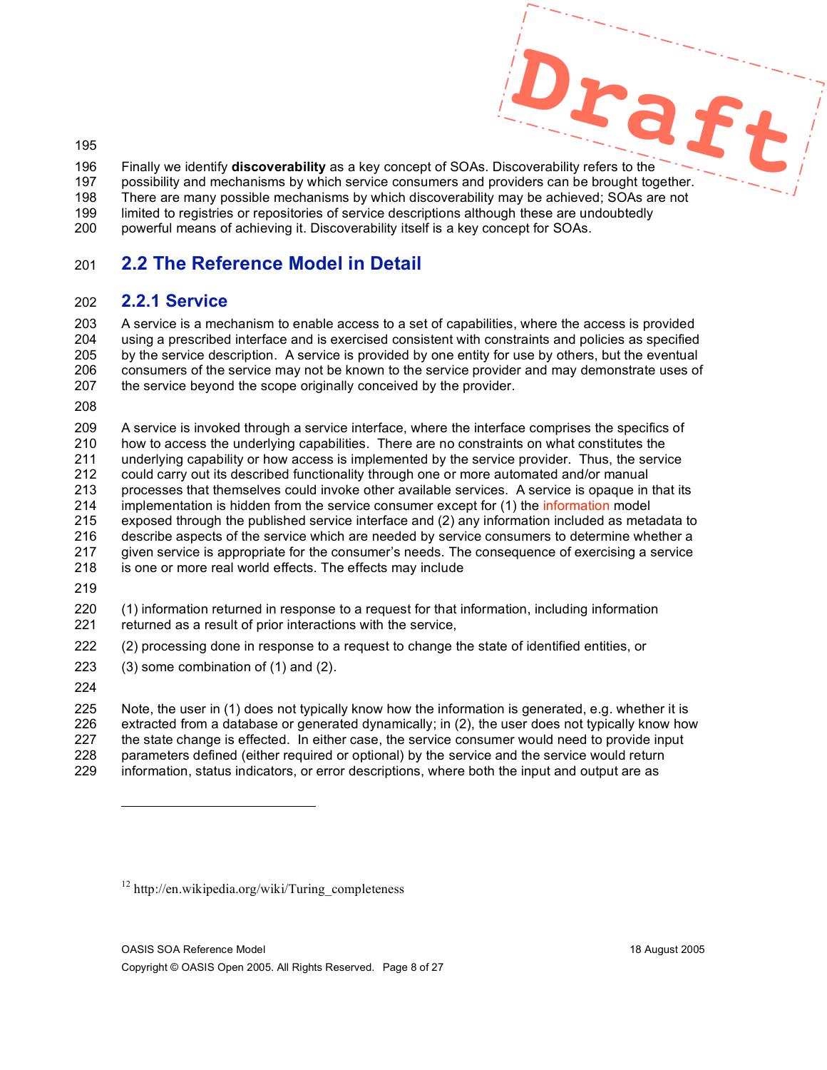Finally we identify **discoverability** as a key concept of SOAs. Discoverability refers to the possibility and mechanisms by which service consumers and providers can be brought together. There are many possible mechanisms by which discoverability may be achieved; SOAs are not limited to registries or repositories of service descriptions although these are undoubtedly powerful means of achieving it. Discoverability itself is a key concept for SOAs.

## 2.2 The Reference Model in Detail

### 2.2.1 Service

A service is a mechanism to enable access to a set of capabilities, where the access is provided using a prescribed interface and is exercised consistent with constraints and policies as specified by the service description. A service is provided by one entity for use by others, but the eventual consumers of the service may not be known to the service provider and may demonstrate uses of the service beyond the scope originally conceived by the provider.

A service is invoked through a service interface, where the interface comprises the specifics of how to access the underlying capabilities. There are no constraints on what constitutes the underlying capability or how access is implemented by the service provider. Thus, the service could carry out its described functionality through one or more automated and/or manual processes that themselves could invoke other available services. A service is opaque in that its implementation is hidden from the service consumer except for (1) the information model exposed through the published service interface and (2) any information included as metadata to describe aspects of the service which are needed by service consumers to determine whether a given service is appropriate for the consumer's needs. The consequence of exercising a service is one or more real world effects. The effects may include

(1) information returned in response to a request for that information, including information returned as a result of prior interactions with the service,

(2) processing done in response to a request to change the state of identified entities, or

(3) some combination of (1) and (2).

Note, the user in (1) does not typically know how the information is generated, e.g. whether it is extracted from a database or generated dynamically; in (2), the user does not typically know how the state change is effected. In either case, the service consumer would need to provide input parameters defined (either required or optional) by the service and the service would return information, status indicators, or error descriptions, where both the input and output are as

---

[12] http://en.wikipedia.org/wiki/Turing_completeness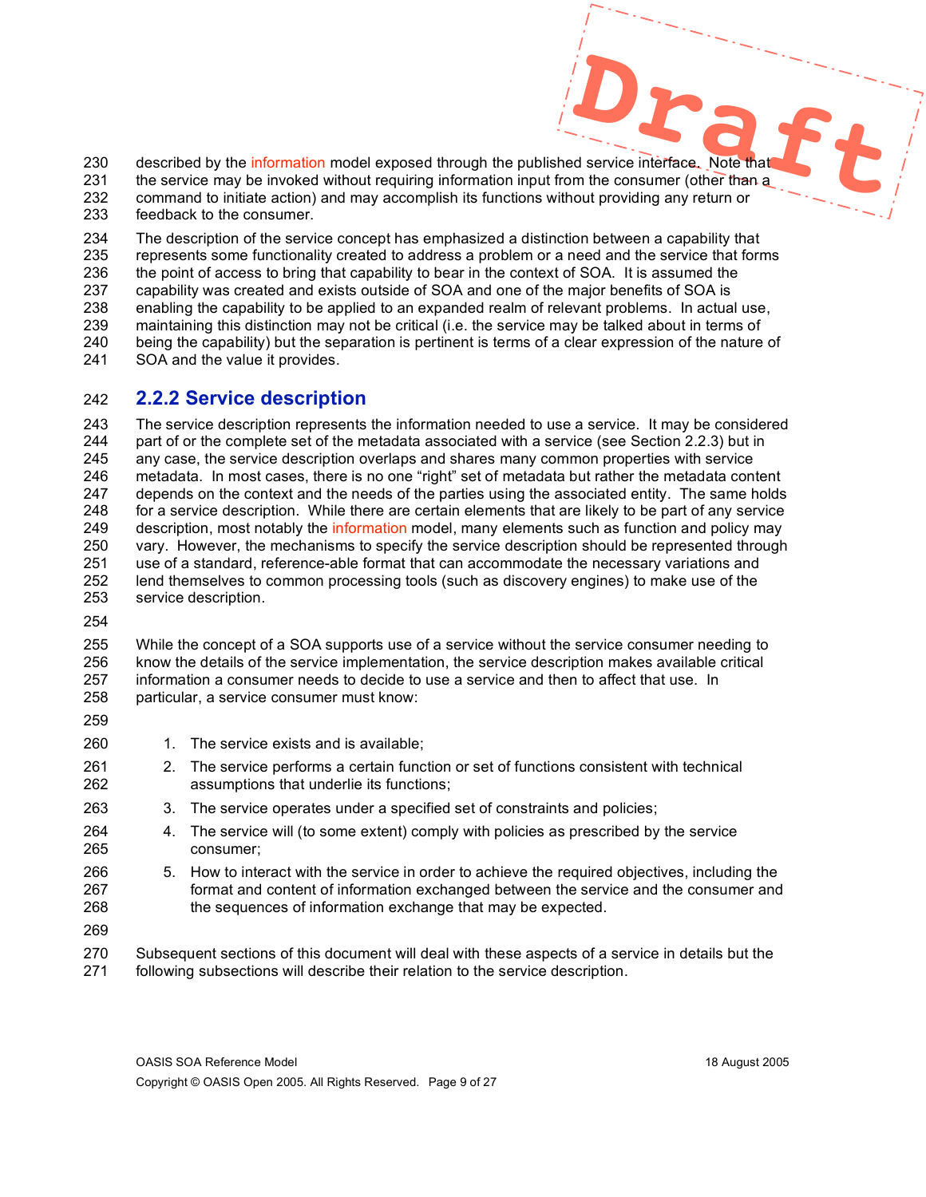described by the information model exposed through the published service interface. Note that the service may be invoked without requiring information input from the consumer (other than a command to initiate action) and may accomplish its functions without providing any return or feedback to the consumer.

The description of the service concept has emphasized a distinction between a capability that represents some functionality created to address a problem or a need and the service that forms the point of access to bring that capability to bear in the context of SOA. It is assumed the capability was created and exists outside of SOA and one of the major benefits of SOA is enabling the capability to be applied to an expanded realm of relevant problems. In actual use, maintaining this distinction may not be critical (i.e. the service may be talked about in terms of being the capability) but the separation is pertinent is terms of a clear expression of the nature of SOA and the value it provides.

### 2.2.2 Service description

The service description represents the information needed to use a service. It may be considered part of or the complete set of the metadata associated with a service (see Section 2.2.3) but in any case, the service description overlaps and shares many common properties with service metadata. In most cases, there is no one “right” set of metadata but rather the metadata content depends on the context and the needs of the parties using the associated entity. The same holds for a service description. While there are certain elements that are likely to be part of any service description, most notably the information model, many elements such as function and policy may vary. However, the mechanisms to specify the service description should be represented through use of a standard, reference-able format that can accommodate the necessary variations and lend themselves to common processing tools (such as discovery engines) to make use of the service description.

While the concept of a SOA supports use of a service without the service consumer needing to know the details of the service implementation, the service description makes available critical information a consumer needs to decide to use a service and then to affect that use. In particular, a service consumer must know:

1. The service exists and is available;
2. The service performs a certain function or set of functions consistent with technical assumptions that underlie its functions;
3. The service operates under a specified set of constraints and policies;
4. The service will (to some extent) comply with policies as prescribed by the service consumer;
5. How to interact with the service in order to achieve the required objectives, including the format and content of information exchanged between the service and the consumer and the sequences of information exchange that may be expected.

Subsequent sections of this document will deal with these aspects of a service in details but the following subsections will describe their relation to the service description.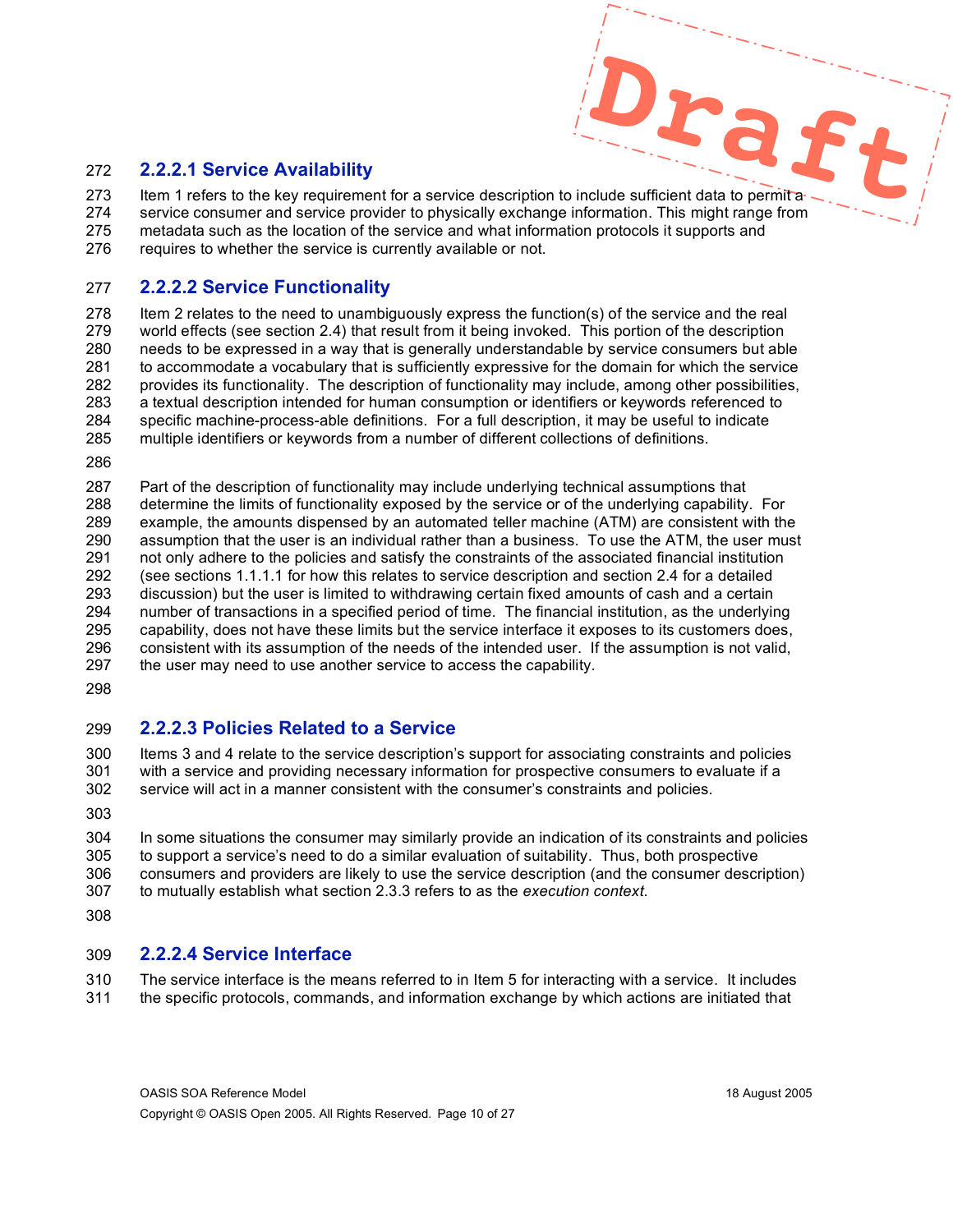#### 2.2.2.1 Service Availability

Item 1 refers to the key requirement for a service description to include sufficient data to permit a service consumer and service provider to physically exchange information. This might range from metadata such as the location of the service and what information protocols it supports and requires to whether the service is currently available or not.

#### 2.2.2.2 Service Functionality

Item 2 relates to the need to unambiguously express the function(s) of the service and the real world effects (see section 2.4) that result from it being invoked. This portion of the description needs to be expressed in a way that is generally understandable by service consumers but able to accommodate a vocabulary that is sufficiently expressive for the domain for which the service provides its functionality. The description of functionality may include, among other possibilities, a textual description intended for human consumption or identifiers or keywords referenced to specific machine-process-able definitions. For a full description, it may be useful to indicate multiple identifiers or keywords from a number of different collections of definitions.

Part of the description of functionality may include underlying technical assumptions that determine the limits of functionality exposed by the service or of the underlying capability. For example, the amounts dispensed by an automated teller machine (ATM) are consistent with the assumption that the user is an individual rather than a business. To use the ATM, the user must not only adhere to the policies and satisfy the constraints of the associated financial institution (see sections 1.1.1.1 for how this relates to service description and section 2.4 for a detailed discussion) but the user is limited to withdrawing certain fixed amounts of cash and a certain number of transactions in a specified period of time. The financial institution, as the underlying capability, does not have these limits but the service interface it exposes to its customers does, consistent with its assumption of the needs of the intended user. If the assumption is not valid, the user may need to use another service to access the capability.

#### 2.2.2.3 Policies Related to a Service

Items 3 and 4 relate to the service description's support for associating constraints and policies with a service and providing necessary information for prospective consumers to evaluate if a service will act in a manner consistent with the consumer's constraints and policies.

In some situations the consumer may similarly provide an indication of its constraints and policies to support a service's need to do a similar evaluation of suitability. Thus, both prospective consumers and providers are likely to use the service description (and the consumer description) to mutually establish what section 2.3.3 refers to as the *execution context.*

#### 2.2.2.4 Service Interface

The service interface is the means referred to in Item 5 for interacting with a service. It includes the specific protocols, commands, and information exchange by which actions are initiated that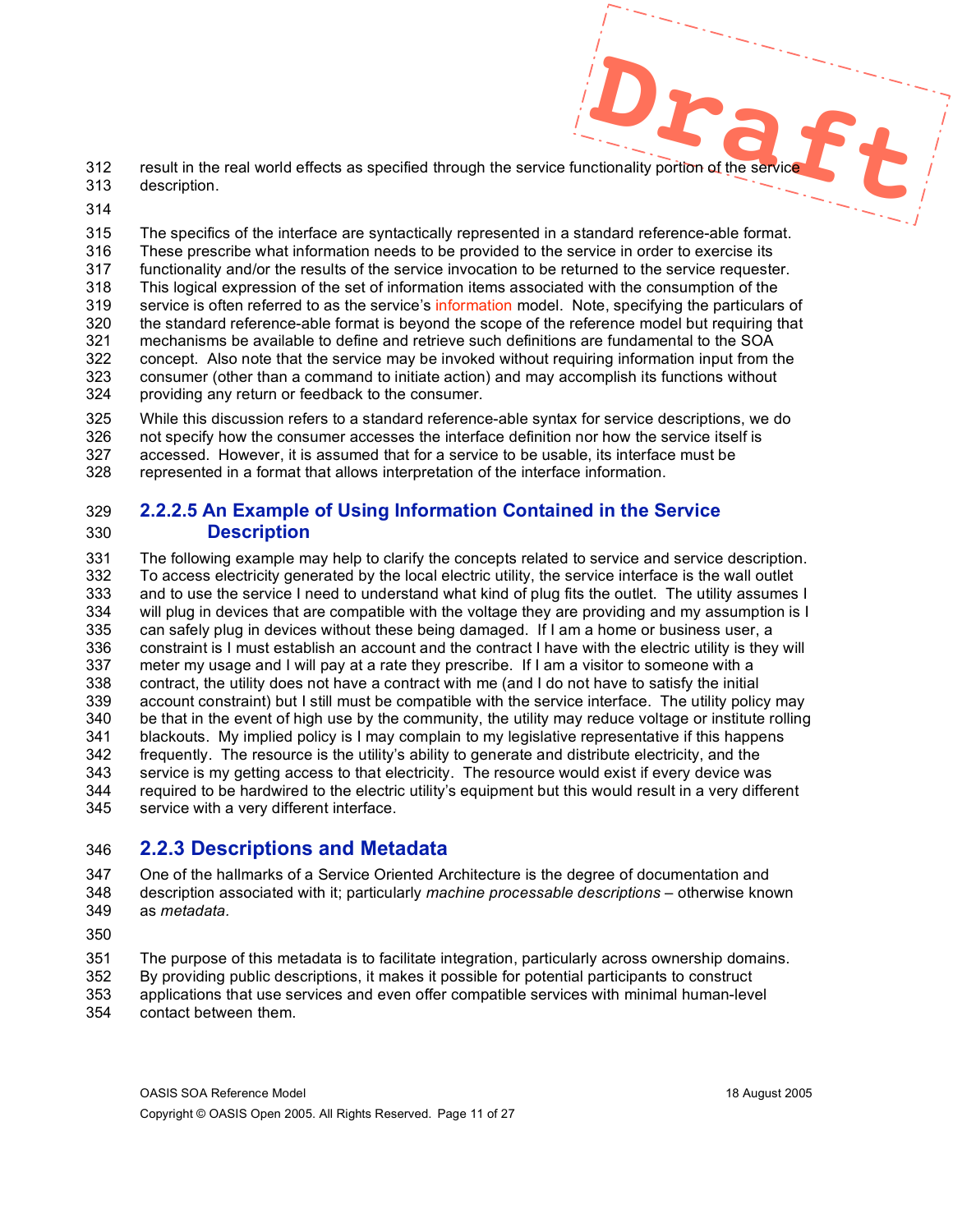result in the real world effects as specified through the service functionality portion of the service description.

The specifics of the interface are syntactically represented in a standard reference-able format. These prescribe what information needs to be provided to the service in order to exercise its functionality and/or the results of the service invocation to be returned to the service requester. This logical expression of the set of information items associated with the consumption of the service is often referred to as the service's information model. Note, specifying the particulars of the standard reference-able format is beyond the scope of the reference model but requiring that mechanisms be available to define and retrieve such definitions are fundamental to the SOA concept. Also note that the service may be invoked without requiring information input from the consumer (other than a command to initiate action) and may accomplish its functions without providing any return or feedback to the consumer.

While this discussion refers to a standard reference-able syntax for service descriptions, we do not specify how the consumer accesses the interface definition nor how the service itself is accessed. However, it is assumed that for a service to be usable, its interface must be represented in a format that allows interpretation of the interface information.

#### 2.2.2.5 An Example of Using Information Contained in the Service Description

The following example may help to clarify the concepts related to service and service description. To access electricity generated by the local electric utility, the service interface is the wall outlet and to use the service I need to understand what kind of plug fits the outlet. The utility assumes I will plug in devices that are compatible with the voltage they are providing and my assumption is I can safely plug in devices without these being damaged. If I am a home or business user, a constraint is I must establish an account and the contract I have with the electric utility is they will meter my usage and I will pay at a rate they prescribe. If I am a visitor to someone with a contract, the utility does not have a contract with me (and I do not have to satisfy the initial account constraint) but I still must be compatible with the service interface. The utility policy may be that in the event of high use by the community, the utility may reduce voltage or institute rolling blackouts. My implied policy is I may complain to my legislative representative if this happens frequently. The resource is the utility's ability to generate and distribute electricity, and the service is my getting access to that electricity. The resource would exist if every device was required to be hardwired to the electric utility's equipment but this would result in a very different service with a very different interface.

### 2.2.3 Descriptions and Metadata

One of the hallmarks of a Service Oriented Architecture is the degree of documentation and description associated with it; particularly *machine processable descriptions* – otherwise known as *metadata.*

The purpose of this metadata is to facilitate integration, particularly across ownership domains. By providing public descriptions, it makes it possible for potential participants to construct applications that use services and even offer compatible services with minimal human-level contact between them.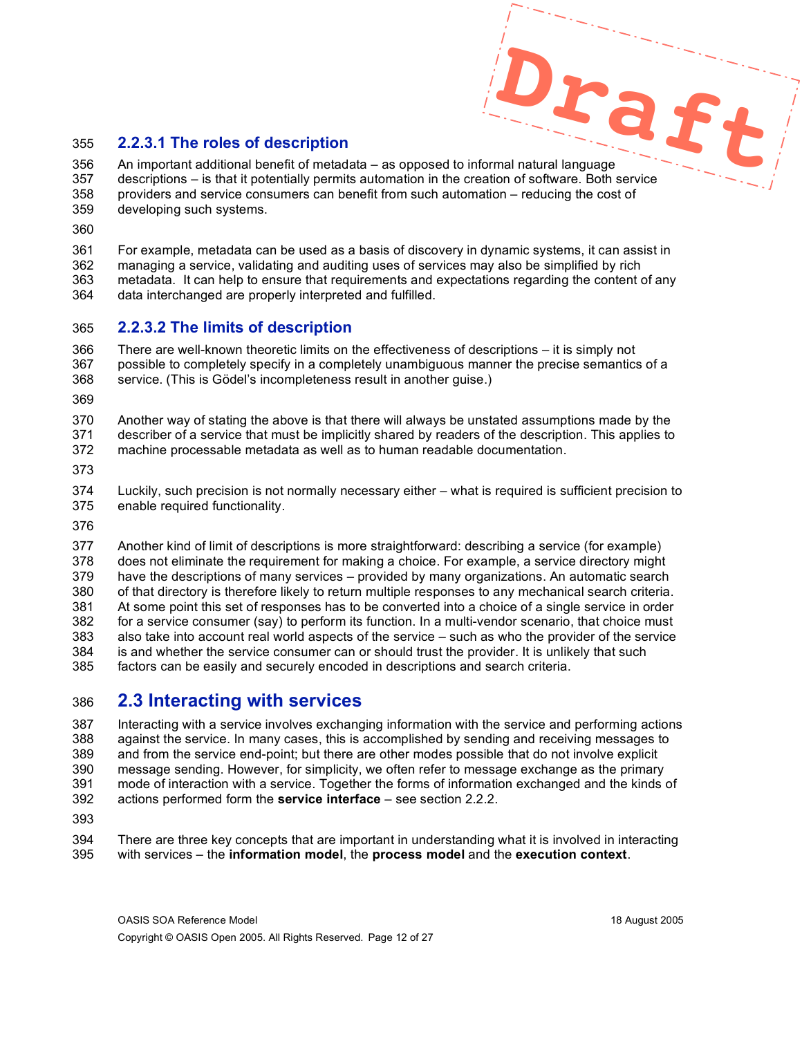#### 2.2.3.1 The roles of description

An important additional benefit of metadata – as opposed to informal natural language descriptions – is that it potentially permits automation in the creation of software. Both service providers and service consumers can benefit from such automation – reducing the cost of developing such systems.

For example, metadata can be used as a basis of discovery in dynamic systems, it can assist in managing a service, validating and auditing uses of services may also be simplified by rich metadata. It can help to ensure that requirements and expectations regarding the content of any data interchanged are properly interpreted and fulfilled.

#### 2.2.3.2 The limits of description

There are well-known theoretic limits on the effectiveness of descriptions – it is simply not possible to completely specify in a completely unambiguous manner the precise semantics of a service. (This is Gödel's incompleteness result in another guise.)

Another way of stating the above is that there will always be unstated assumptions made by the describer of a service that must be implicitly shared by readers of the description. This applies to machine processable metadata as well as to human readable documentation.

Luckily, such precision is not normally necessary either – what is required is sufficient precision to enable required functionality.

Another kind of limit of descriptions is more straightforward: describing a service (for example) does not eliminate the requirement for making a choice. For example, a service directory might have the descriptions of many services – provided by many organizations. An automatic search of that directory is therefore likely to return multiple responses to any mechanical search criteria. At some point this set of responses has to be converted into a choice of a single service in order for a service consumer (say) to perform its function. In a multi-vendor scenario, that choice must also take into account real world aspects of the service – such as who the provider of the service is and whether the service consumer can or should trust the provider. It is unlikely that such factors can be easily and securely encoded in descriptions and search criteria.

## 2.3 Interacting with services

Interacting with a service involves exchanging information with the service and performing actions against the service. In many cases, this is accomplished by sending and receiving messages to and from the service end-point; but there are other modes possible that do not involve explicit message sending. However, for simplicity, we often refer to message exchange as the primary mode of interaction with a service. Together the forms of information exchanged and the kinds of actions performed form the **service interface** – see section 2.2.2.

There are three key concepts that are important in understanding what it is involved in interacting with services – the **information model**, the **process model** and the **execution context**.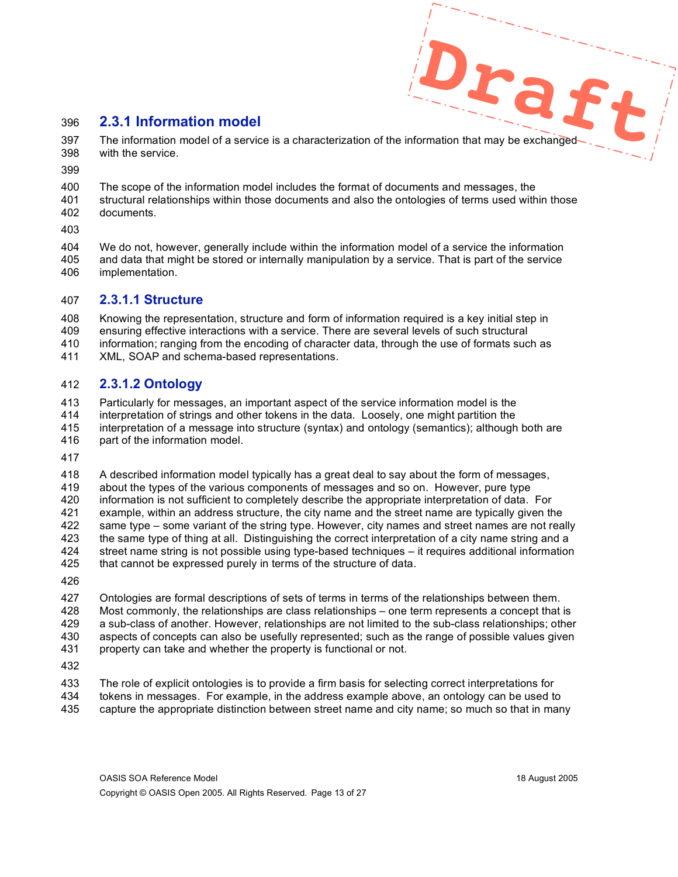### 2.3.1 Information model

The information model of a service is a characterization of the information that may be exchanged with the service.

The scope of the information model includes the format of documents and messages, the structural relationships within those documents and also the ontologies of terms used within those documents.

We do not, however, generally include within the information model of a service the information and data that might be stored or internally manipulation by a service. That is part of the service implementation.

#### 2.3.1.1 Structure

Knowing the representation, structure and form of information required is a key initial step in ensuring effective interactions with a service. There are several levels of such structural information; ranging from the encoding of character data, through the use of formats such as XML, SOAP and schema-based representations.

#### 2.3.1.2 Ontology

Particularly for messages, an important aspect of the service information model is the interpretation of strings and other tokens in the data. Loosely, one might partition the interpretation of a message into structure (syntax) and ontology (semantics); although both are part of the information model.

A described information model typically has a great deal to say about the form of messages, about the types of the various components of messages and so on. However, pure type information is not sufficient to completely describe the appropriate interpretation of data. For example, within an address structure, the city name and the street name are typically given the same type – some variant of the string type. However, city names and street names are not really the same type of thing at all. Distinguishing the correct interpretation of a city name string and a street name string is not possible using type-based techniques – it requires additional information that cannot be expressed purely in terms of the structure of data.

Ontologies are formal descriptions of sets of terms in terms of the relationships between them. Most commonly, the relationships are class relationships – one term represents a concept that is a sub-class of another. However, relationships are not limited to the sub-class relationships; other aspects of concepts can also be usefully represented; such as the range of possible values given property can take and whether the property is functional or not.

The role of explicit ontologies is to provide a firm basis for selecting correct interpretations for tokens in messages. For example, in the address example above, an ontology can be used to capture the appropriate distinction between street name and city name; so much so that in many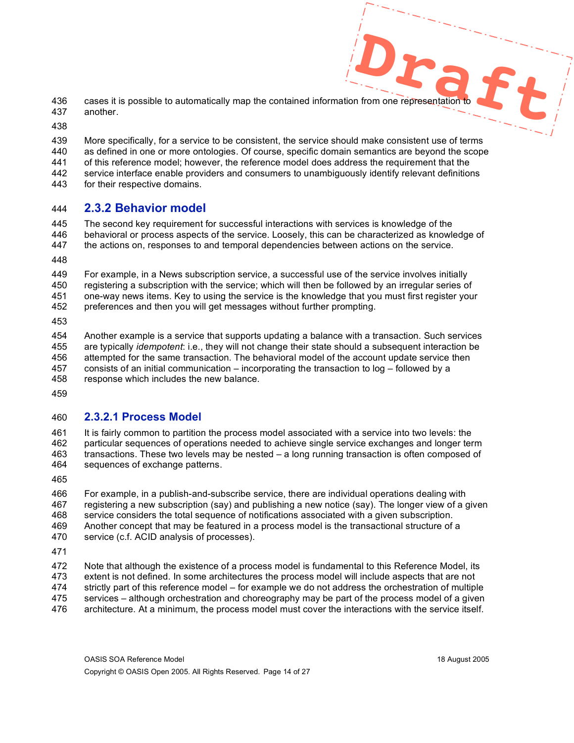cases it is possible to automatically map the contained information from one representation to another.

More specifically, for a service to be consistent, the service should make consistent use of terms as defined in one or more ontologies. Of course, specific domain semantics are beyond the scope of this reference model; however, the reference model does address the requirement that the service interface enable providers and consumers to unambiguously identify relevant definitions for their respective domains.

### 2.3.2 Behavior model

The second key requirement for successful interactions with services is knowledge of the behavioral or process aspects of the service. Loosely, this can be characterized as knowledge of the actions on, responses to and temporal dependencies between actions on the service.

For example, in a News subscription service, a successful use of the service involves initially registering a subscription with the service; which will then be followed by an irregular series of one-way news items. Key to using the service is the knowledge that you must first register your preferences and then you will get messages without further prompting.

Another example is a service that supports updating a balance with a transaction. Such services are typically *idempotent*: i.e., they will not change their state should a subsequent interaction be attempted for the same transaction. The behavioral model of the account update service then consists of an initial communication – incorporating the transaction to log – followed by a response which includes the new balance.

#### 2.3.2.1 Process Model

It is fairly common to partition the process model associated with a service into two levels: the particular sequences of operations needed to achieve single service exchanges and longer term transactions. These two levels may be nested – a long running transaction is often composed of sequences of exchange patterns.

For example, in a publish-and-subscribe service, there are individual operations dealing with registering a new subscription (say) and publishing a new notice (say). The longer view of a given service considers the total sequence of notifications associated with a given subscription. Another concept that may be featured in a process model is the transactional structure of a service (c.f. ACID analysis of processes).

Note that although the existence of a process model is fundamental to this Reference Model, its extent is not defined. In some architectures the process model will include aspects that are not strictly part of this reference model – for example we do not address the orchestration of multiple services – although orchestration and choreography may be part of the process model of a given architecture. At a minimum, the process model must cover the interactions with the service itself.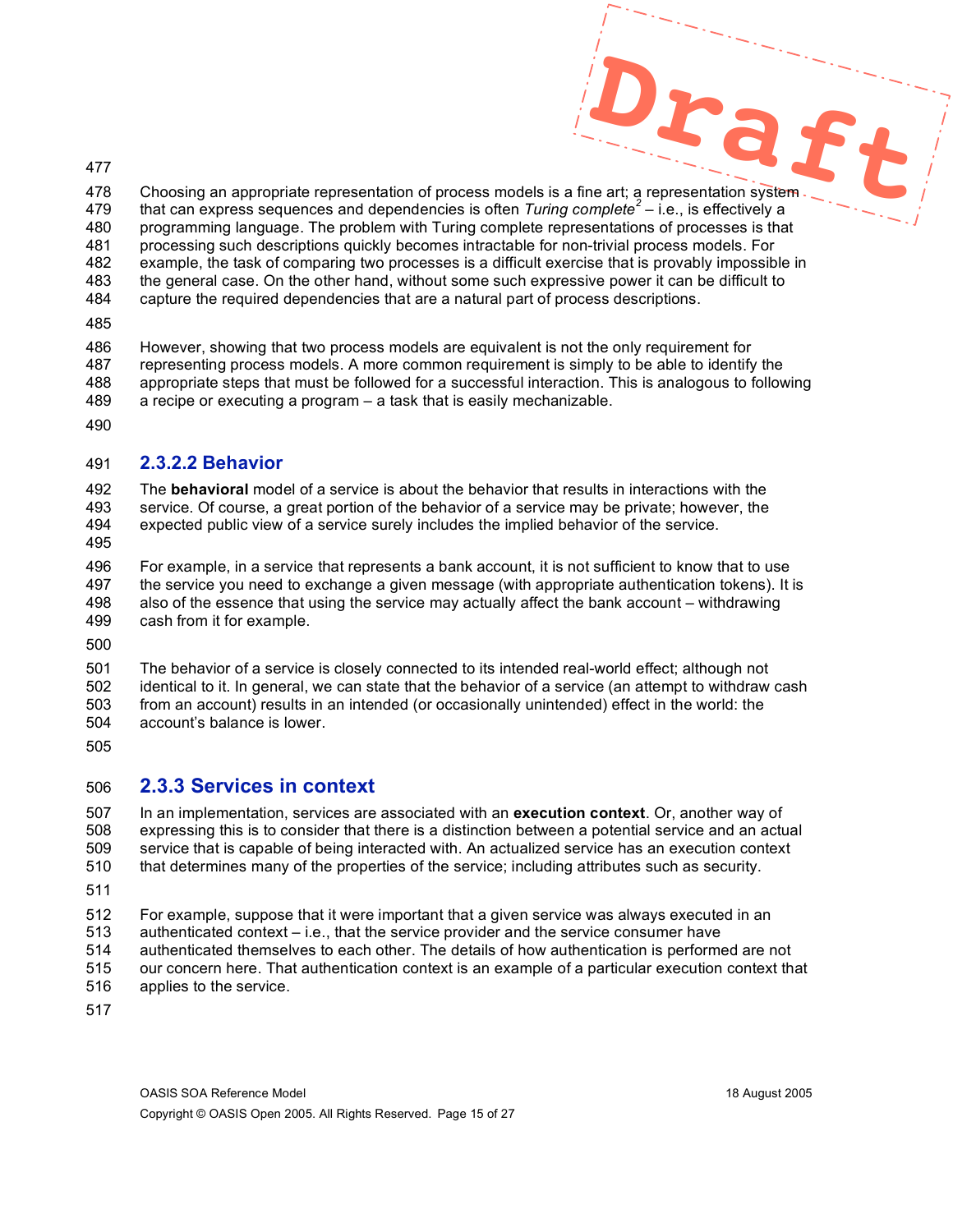Choosing an appropriate representation of process models is a fine art; a representation system that can express sequences and dependencies is often *Turing complete*[2] – i.e., is effectively a programming language. The problem with Turing complete representations of processes is that processing such descriptions quickly becomes intractable for non-trivial process models. For example, the task of comparing two processes is a difficult exercise that is provably impossible in the general case. On the other hand, without some such expressive power it can be difficult to capture the required dependencies that are a natural part of process descriptions.

However, showing that two process models are equivalent is not the only requirement for representing process models. A more common requirement is simply to be able to identify the appropriate steps that must be followed for a successful interaction. This is analogous to following a recipe or executing a program – a task that is easily mechanizable.

#### 2.3.2.2 Behavior

The **behavioral** model of a service is about the behavior that results in interactions with the service. Of course, a great portion of the behavior of a service may be private; however, the expected public view of a service surely includes the implied behavior of the service.

For example, in a service that represents a bank account, it is not sufficient to know that to use the service you need to exchange a given message (with appropriate authentication tokens). It is also of the essence that using the service may actually affect the bank account – withdrawing cash from it for example.

The behavior of a service is closely connected to its intended real-world effect; although not identical to it. In general, we can state that the behavior of a service (an attempt to withdraw cash from an account) results in an intended (or occasionally unintended) effect in the world: the account's balance is lower.

### 2.3.3 Services in context

In an implementation, services are associated with an **execution context**. Or, another way of expressing this is to consider that there is a distinction between a potential service and an actual service that is capable of being interacted with. An actualized service has an execution context that determines many of the properties of the service; including attributes such as security.

For example, suppose that it were important that a given service was always executed in an authenticated context – i.e., that the service provider and the service consumer have authenticated themselves to each other. The details of how authentication is performed are not our concern here. That authentication context is an example of a particular execution context that applies to the service.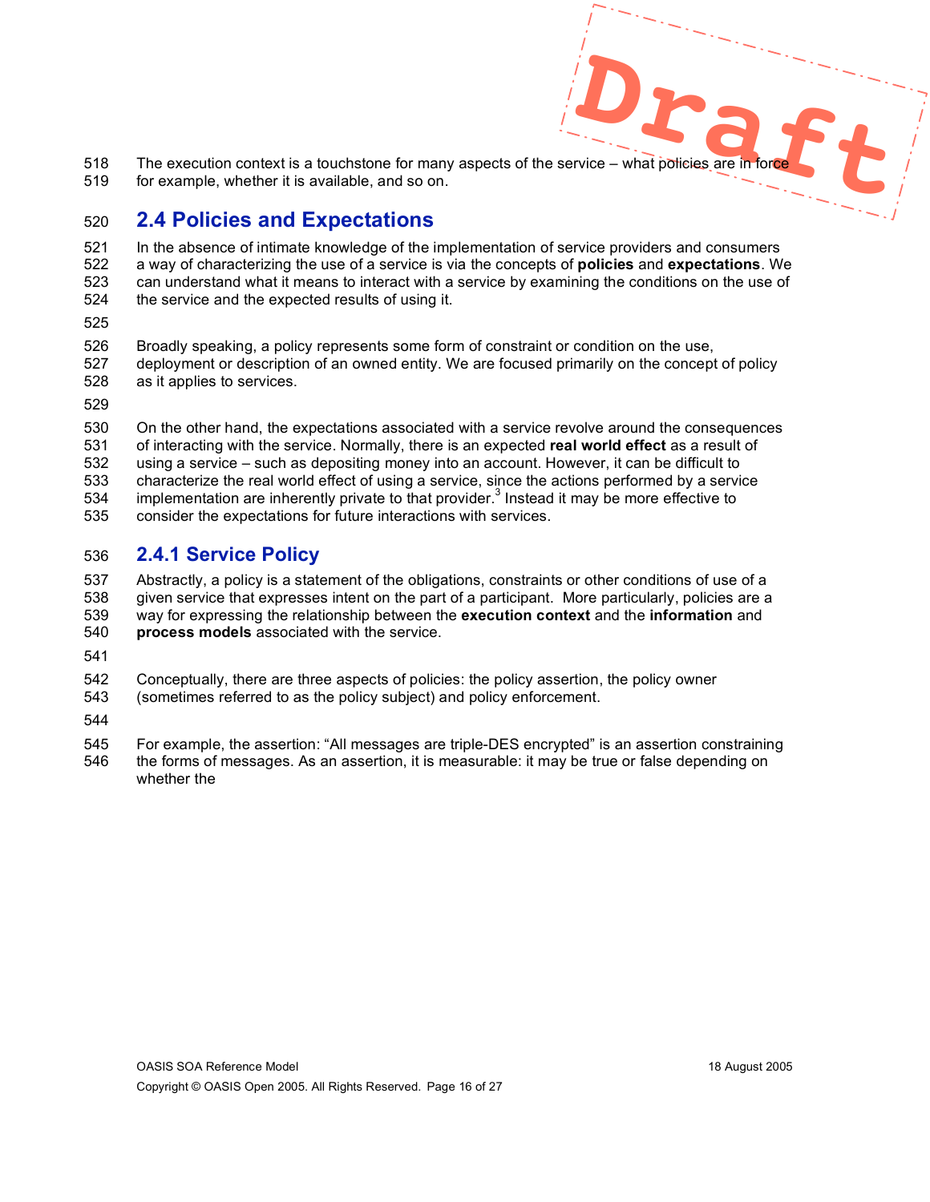The execution context is a touchstone for many aspects of the service – what policies are in force for example, whether it is available, and so on.

## 2.4 Policies and Expectations

In the absence of intimate knowledge of the implementation of service providers and consumers a way of characterizing the use of a service is via the concepts of **policies** and **expectations**. We can understand what it means to interact with a service by examining the conditions on the use of the service and the expected results of using it.

Broadly speaking, a policy represents some form of constraint or condition on the use, deployment or description of an owned entity. We are focused primarily on the concept of policy as it applies to services.

On the other hand, the expectations associated with a service revolve around the consequences of interacting with the service. Normally, there is an expected **real world effect** as a result of using a service – such as depositing money into an account. However, it can be difficult to characterize the real world effect of using a service, since the actions performed by a service implementation are inherently private to that provider.[3] Instead it may be more effective to consider the expectations for future interactions with services.

### 2.4.1 Service Policy

Abstractly, a policy is a statement of the obligations, constraints or other conditions of use of a given service that expresses intent on the part of a participant. More particularly, policies are a way for expressing the relationship between the **execution context** and the **information** and **process models** associated with the service.

Conceptually, there are three aspects of policies: the policy assertion, the policy owner (sometimes referred to as the policy subject) and policy enforcement.

For example, the assertion: "All messages are triple-DES encrypted" is an assertion constraining the forms of messages. As an assertion, it is measurable: it may be true or false depending on whether the